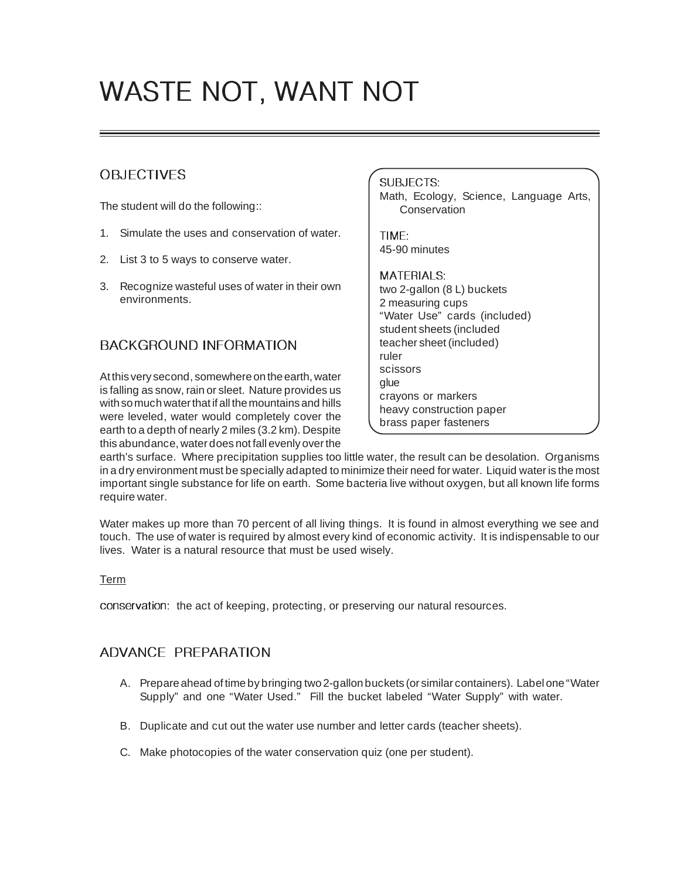# WASTE NOT, WANT NOT

SUBJECTS:
Math, Ecology, Science, Language Arts, Conservation

TIME:
45-90 minutes

MATERIALS:
two 2-gallon (8 L) buckets
2 measuring cups
"Water Use" cards (included)
student sheets (included
teacher sheet (included)
ruler
scissors
glue
crayons or markers
heavy construction paper
brass paper fasteners

## OBJECTIVES

The student will do the following::

1. Simulate the uses and conservation of water.
2. List 3 to 5 ways to conserve water.
3. Recognize wasteful uses of water in their own environments.

## BACKGROUND INFORMATION

At this very second, somewhere on the earth, water is falling as snow, rain or sleet. Nature provides us with so much water that if all the mountains and hills were leveled, water would completely cover the earth to a depth of nearly 2 miles (3.2 km). Despite this abundance, water does not fall evenly over the earth's surface. Where precipitation supplies too little water, the result can be desolation. Organisms in a dry environment must be specially adapted to minimize their need for water. Liquid water is the most important single substance for life on earth. Some bacteria live without oxygen, but all known life forms require water.

Water makes up more than 70 percent of all living things. It is found in almost everything we see and touch. The use of water is required by almost every kind of economic activity. It is indispensable to our lives. Water is a natural resource that must be used wisely.

Term

conservation: the act of keeping, protecting, or preserving our natural resources.

## ADVANCE PREPARATION

A. Prepare ahead of time by bringing two 2-gallon buckets (or similar containers). Label one "Water Supply" and one "Water Used." Fill the bucket labeled "Water Supply" with water.

B. Duplicate and cut out the water use number and letter cards (teacher sheets).

C. Make photocopies of the water conservation quiz (one per student).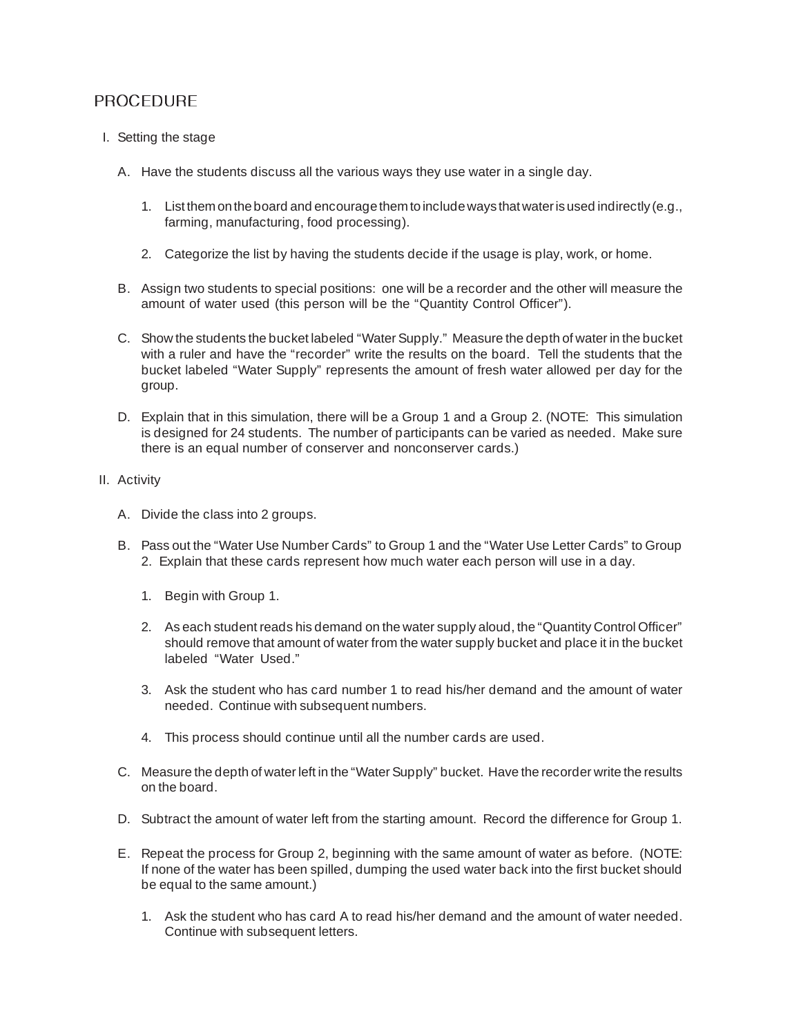## PROCEDURE

I. Setting the stage

   A. Have the students discuss all the various ways they use water in a single day.

      1. List them on the board and encourage them to include ways that water is used indirectly (e.g., farming, manufacturing, food processing).

      2. Categorize the list by having the students decide if the usage is play, work, or home.

   B. Assign two students to special positions: one will be a recorder and the other will measure the amount of water used (this person will be the "Quantity Control Officer").

   C. Show the students the bucket labeled "Water Supply." Measure the depth of water in the bucket with a ruler and have the "recorder" write the results on the board. Tell the students that the bucket labeled "Water Supply" represents the amount of fresh water allowed per day for the group.

   D. Explain that in this simulation, there will be a Group 1 and a Group 2. (NOTE: This simulation is designed for 24 students. The number of participants can be varied as needed. Make sure there is an equal number of conserver and nonconserver cards.)

II. Activity

   A. Divide the class into 2 groups.

   B. Pass out the "Water Use Number Cards" to Group 1 and the "Water Use Letter Cards" to Group 2. Explain that these cards represent how much water each person will use in a day.

      1. Begin with Group 1.

      2. As each student reads his demand on the water supply aloud, the "Quantity Control Officer" should remove that amount of water from the water supply bucket and place it in the bucket labeled "Water Used."

      3. Ask the student who has card number 1 to read his/her demand and the amount of water needed. Continue with subsequent numbers.

      4. This process should continue until all the number cards are used.

   C. Measure the depth of water left in the "Water Supply" bucket. Have the recorder write the results on the board.

   D. Subtract the amount of water left from the starting amount. Record the difference for Group 1.

   E. Repeat the process for Group 2, beginning with the same amount of water as before. (NOTE: If none of the water has been spilled, dumping the used water back into the first bucket should be equal to the same amount.)

      1. Ask the student who has card A to read his/her demand and the amount of water needed. Continue with subsequent letters.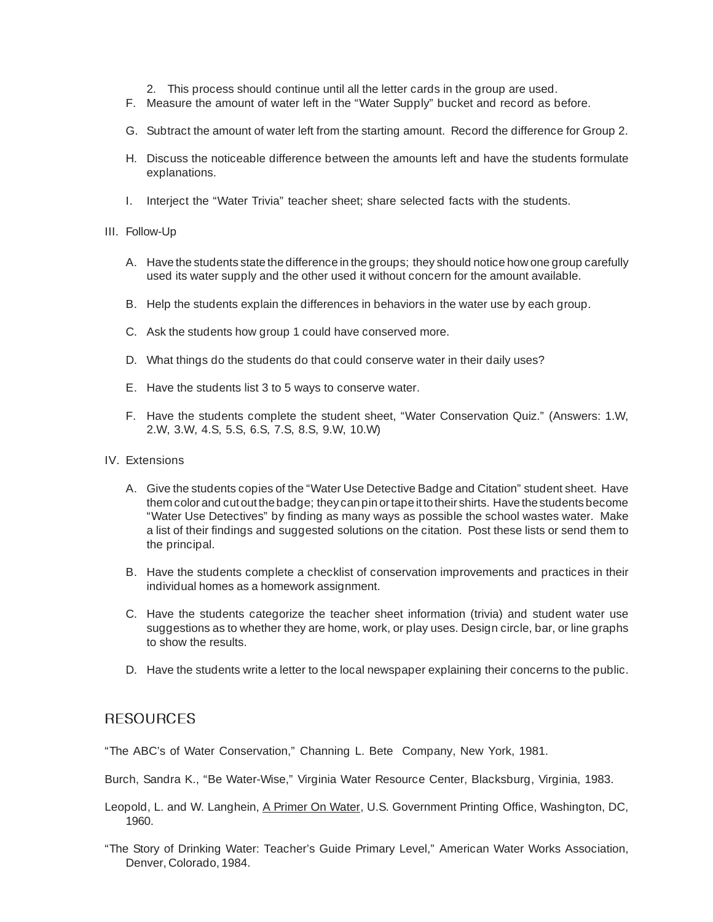2. This process should continue until all the letter cards in the group are used.

F. Measure the amount of water left in the "Water Supply" bucket and record as before.

G. Subtract the amount of water left from the starting amount. Record the difference for Group 2.

H. Discuss the noticeable difference between the amounts left and have the students formulate explanations.

I. Interject the "Water Trivia" teacher sheet; share selected facts with the students.

III. Follow-Up

A. Have the students state the difference in the groups; they should notice how one group carefully used its water supply and the other used it without concern for the amount available.

B. Help the students explain the differences in behaviors in the water use by each group.

C. Ask the students how group 1 could have conserved more.

D. What things do the students do that could conserve water in their daily uses?

E. Have the students list 3 to 5 ways to conserve water.

F. Have the students complete the student sheet, "Water Conservation Quiz." (Answers: 1.W, 2.W, 3.W, 4.S, 5.S, 6.S, 7.S, 8.S, 9.W, 10.W)

IV. Extensions

A. Give the students copies of the "Water Use Detective Badge and Citation" student sheet. Have them color and cut out the badge; they can pin or tape it to their shirts. Have the students become "Water Use Detectives" by finding as many ways as possible the school wastes water. Make a list of their findings and suggested solutions on the citation. Post these lists or send them to the principal.

B. Have the students complete a checklist of conservation improvements and practices in their individual homes as a homework assignment.

C. Have the students categorize the teacher sheet information (trivia) and student water use suggestions as to whether they are home, work, or play uses. Design circle, bar, or line graphs to show the results.

D. Have the students write a letter to the local newspaper explaining their concerns to the public.

## RESOURCES

"The ABC's of Water Conservation," Channing L. Bete Company, New York, 1981.

Burch, Sandra K., "Be Water-Wise," Virginia Water Resource Center, Blacksburg, Virginia, 1983.

Leopold, L. and W. Langhein, A Primer On Water, U.S. Government Printing Office, Washington, DC, 1960.

"The Story of Drinking Water: Teacher's Guide Primary Level," American Water Works Association, Denver, Colorado, 1984.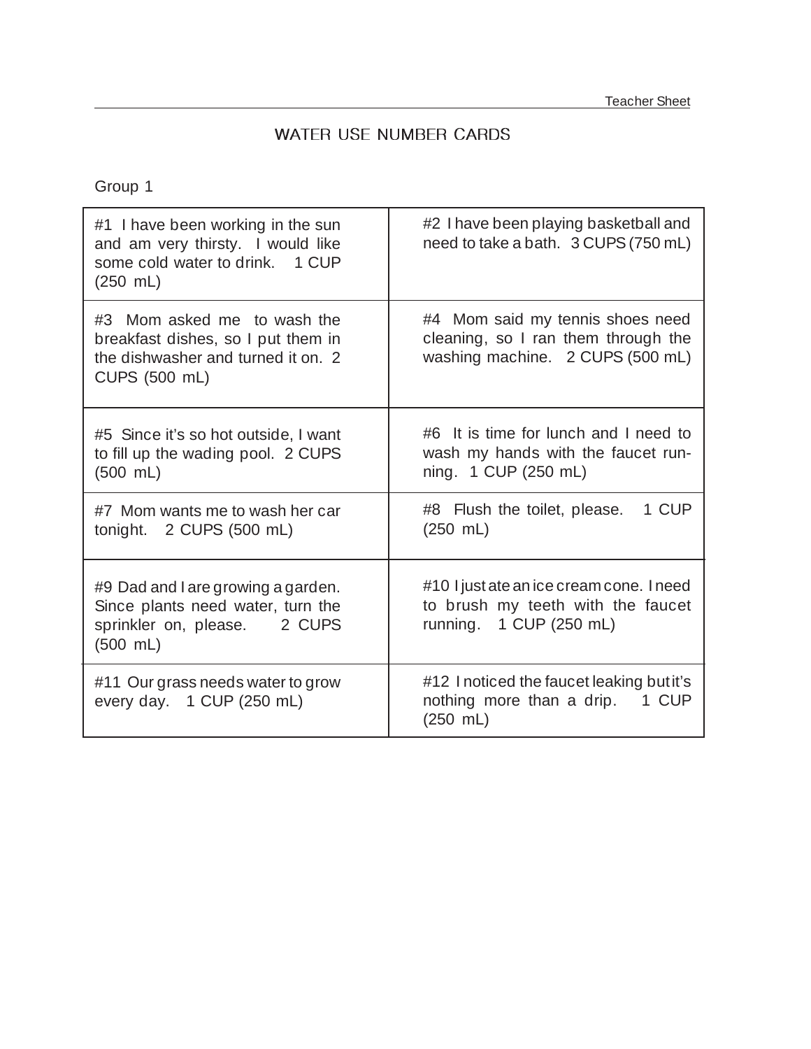## WATER USE NUMBER CARDS

Group 1

| | |
|---|---|
| #1 I have been working in the sun and am very thirsty. I would like some cold water to drink. 1 CUP (250 mL) | #2 I have been playing basketball and need to take a bath. 3 CUPS (750 mL) |
| #3 Mom asked me to wash the breakfast dishes, so I put them in the dishwasher and turned it on. 2 CUPS (500 mL) | #4 Mom said my tennis shoes need cleaning, so I ran them through the washing machine. 2 CUPS (500 mL) |
| #5 Since it's so hot outside, I want to fill up the wading pool. 2 CUPS (500 mL) | #6 It is time for lunch and I need to wash my hands with the faucet running. 1 CUP (250 mL) |
| #7 Mom wants me to wash her car tonight. 2 CUPS (500 mL) | #8 Flush the toilet, please. 1 CUP (250 mL) |
| #9 Dad and I are growing a garden. Since plants need water, turn the sprinkler on, please. 2 CUPS (500 mL) | #10 I just ate an ice cream cone. I need to brush my teeth with the faucet running. 1 CUP (250 mL) |
| #11 Our grass needs water to grow every day. 1 CUP (250 mL) | #12 I noticed the faucet leaking but it's nothing more than a drip. 1 CUP (250 mL) |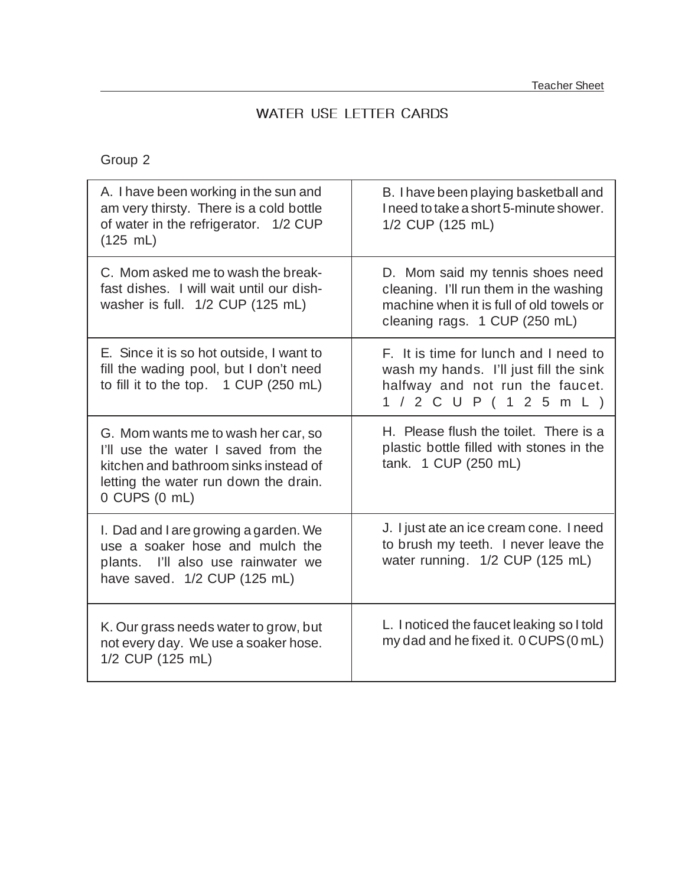# WATER USE LETTER CARDS

Group 2

| | |
|---|---|
| A. I have been working in the sun and am very thirsty. There is a cold bottle of water in the refrigerator. 1/2 CUP (125 mL) | B. I have been playing basketball and I need to take a short 5-minute shower. 1/2 CUP (125 mL) |
| C. Mom asked me to wash the breakfast dishes. I will wait until our dishwasher is full. 1/2 CUP (125 mL) | D. Mom said my tennis shoes need cleaning. I'll run them in the washing machine when it is full of old towels or cleaning rags. 1 CUP (250 mL) |
| E. Since it is so hot outside, I want to fill the wading pool, but I don't need to fill it to the top. 1 CUP (250 mL) | F. It is time for lunch and I need to wash my hands. I'll just fill the sink halfway and not run the faucet. 1/2 CUP (125 mL) |
| G. Mom wants me to wash her car, so I'll use the water I saved from the kitchen and bathroom sinks instead of letting the water run down the drain. 0 CUPS (0 mL) | H. Please flush the toilet. There is a plastic bottle filled with stones in the tank. 1 CUP (250 mL) |
| I. Dad and I are growing a garden. We use a soaker hose and mulch the plants. I'll also use rainwater we have saved. 1/2 CUP (125 mL) | J. I just ate an ice cream cone. I need to brush my teeth. I never leave the water running. 1/2 CUP (125 mL) |
| K. Our grass needs water to grow, but not every day. We use a soaker hose. 1/2 CUP (125 mL) | L. I noticed the faucet leaking so I told my dad and he fixed it. 0 CUPS (0 mL) |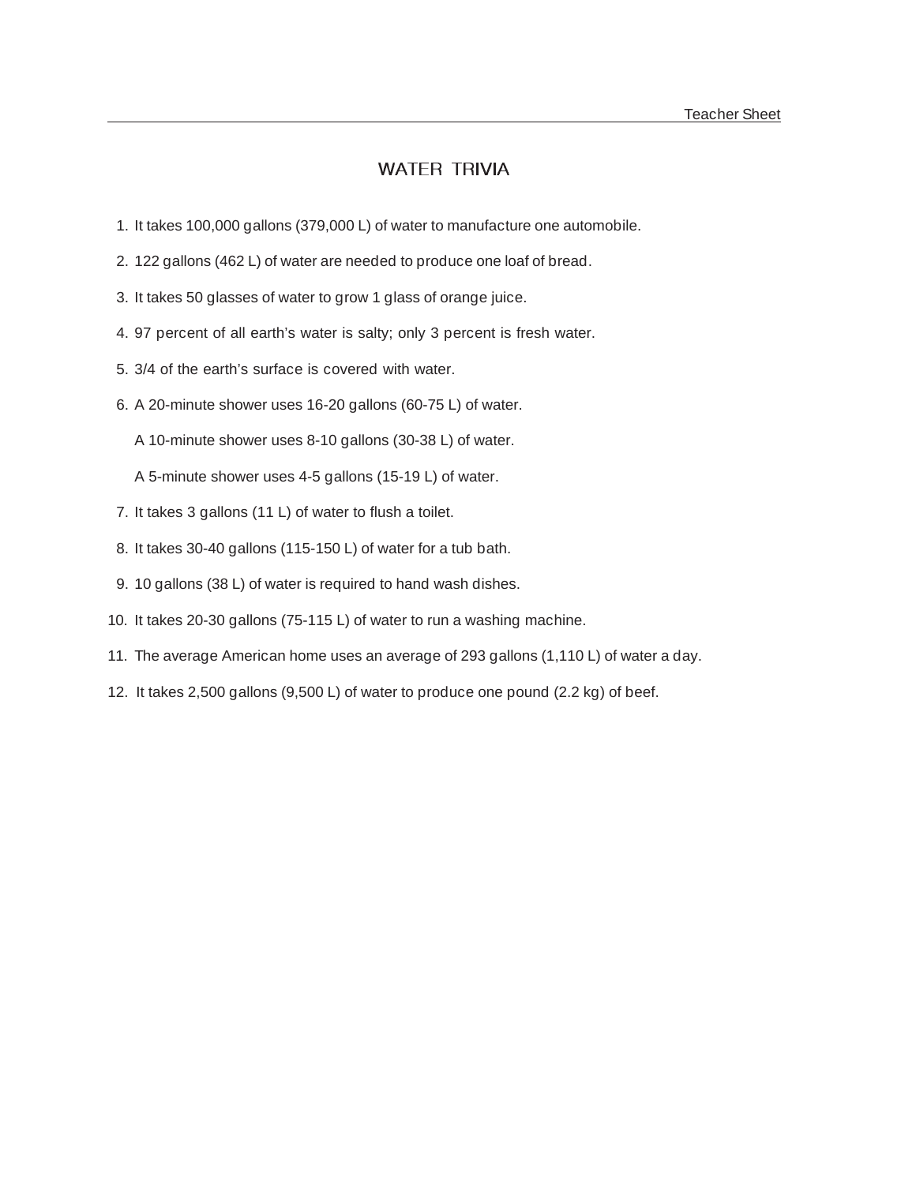Teacher Sheet

# WATER TRIVIA

1. It takes 100,000 gallons (379,000 L) of water to manufacture one automobile.
2. 122 gallons (462 L) of water are needed to produce one loaf of bread.
3. It takes 50 glasses of water to grow 1 glass of orange juice.
4. 97 percent of all earth's water is salty; only 3 percent is fresh water.
5. 3/4 of the earth's surface is covered with water.
6. A 20-minute shower uses 16-20 gallons (60-75 L) of water.

   A 10-minute shower uses 8-10 gallons (30-38 L) of water.

   A 5-minute shower uses 4-5 gallons (15-19 L) of water.
7. It takes 3 gallons (11 L) of water to flush a toilet.
8. It takes 30-40 gallons (115-150 L) of water for a tub bath.
9. 10 gallons (38 L) of water is required to hand wash dishes.
10. It takes 20-30 gallons (75-115 L) of water to run a washing machine.
11. The average American home uses an average of 293 gallons (1,110 L) of water a day.
12. It takes 2,500 gallons (9,500 L) of water to produce one pound (2.2 kg) of beef.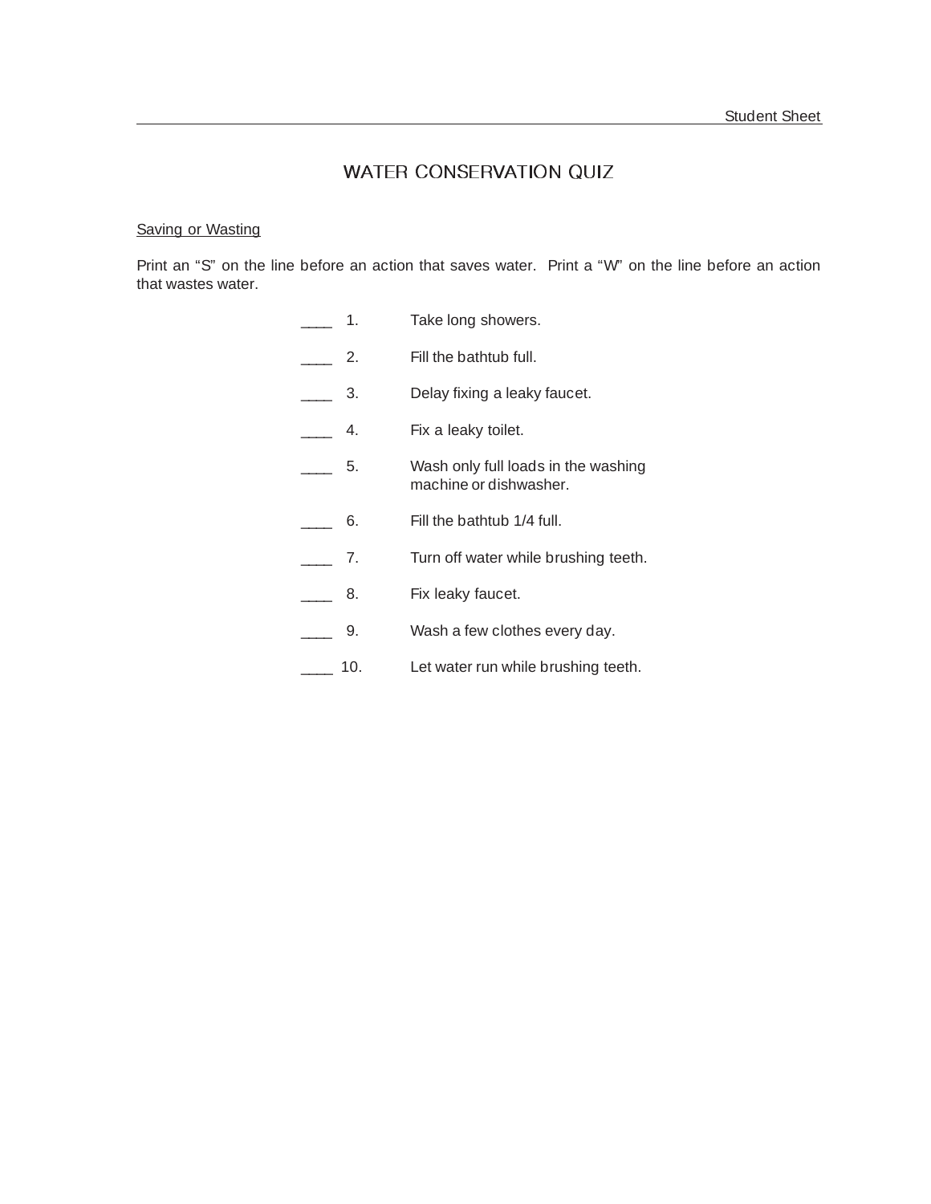# WATER CONSERVATION QUIZ

Saving or Wasting

Print an "S" on the line before an action that saves water. Print a "W" on the line before an action that wastes water.

____ 1. Take long showers.

____ 2. Fill the bathtub full.

____ 3. Delay fixing a leaky faucet.

____ 4. Fix a leaky toilet.

____ 5. Wash only full loads in the washing machine or dishwasher.

____ 6. Fill the bathtub 1/4 full.

____ 7. Turn off water while brushing teeth.

____ 8. Fix leaky faucet.

____ 9. Wash a few clothes every day.

____ 10. Let water run while brushing teeth.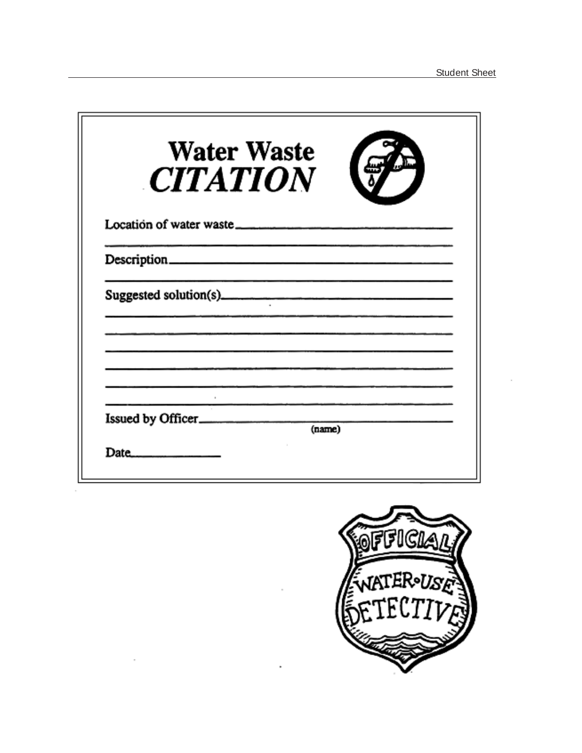# Water Waste *CITATION*

Location of water waste\_\_\_\_\_\_\_\_\_\_\_\_\_\_\_\_\_\_\_\_\_\_\_\_\_\_\_\_\_\_\_\_\_\_\_\_\_\_\_\_

\_\_\_\_\_\_\_\_\_\_\_\_\_\_\_\_\_\_\_\_\_\_\_\_\_\_\_\_\_\_\_\_\_\_\_\_\_\_\_\_\_\_\_\_\_\_\_\_\_\_\_\_\_\_\_\_\_\_\_\_

Description\_\_\_\_\_\_\_\_\_\_\_\_\_\_\_\_\_\_\_\_\_\_\_\_\_\_\_\_\_\_\_\_\_\_\_\_\_\_\_\_\_\_\_\_\_\_\_\_\_\_

\_\_\_\_\_\_\_\_\_\_\_\_\_\_\_\_\_\_\_\_\_\_\_\_\_\_\_\_\_\_\_\_\_\_\_\_\_\_\_\_\_\_\_\_\_\_\_\_\_\_\_\_\_\_\_\_\_\_\_\_

Suggested solution(s)\_\_\_\_\_\_\_\_\_\_\_\_\_\_\_\_\_\_\_\_\_\_\_\_\_\_\_\_\_\_\_\_\_\_\_\_\_\_\_\_\_\_

\_\_\_\_\_\_\_\_\_\_\_\_\_\_\_\_\_\_\_\_\_\_\_\_\_\_\_\_\_\_\_\_\_\_\_\_\_\_\_\_\_\_\_\_\_\_\_\_\_\_\_\_\_\_\_\_\_\_\_\_

\_\_\_\_\_\_\_\_\_\_\_\_\_\_\_\_\_\_\_\_\_\_\_\_\_\_\_\_\_\_\_\_\_\_\_\_\_\_\_\_\_\_\_\_\_\_\_\_\_\_\_\_\_\_\_\_\_\_\_\_

\_\_\_\_\_\_\_\_\_\_\_\_\_\_\_\_\_\_\_\_\_\_\_\_\_\_\_\_\_\_\_\_\_\_\_\_\_\_\_\_\_\_\_\_\_\_\_\_\_\_\_\_\_\_\_\_\_\_\_\_

\_\_\_\_\_\_\_\_\_\_\_\_\_\_\_\_\_\_\_\_\_\_\_\_\_\_\_\_\_\_\_\_\_\_\_\_\_\_\_\_\_\_\_\_\_\_\_\_\_\_\_\_\_\_\_\_\_\_\_\_

\_\_\_\_\_\_\_\_\_\_\_\_\_\_\_\_\_\_\_\_\_\_\_\_\_\_\_\_\_\_\_\_\_\_\_\_\_\_\_\_\_\_\_\_\_\_\_\_\_\_\_\_\_\_\_\_\_\_\_\_

\_\_\_\_\_\_\_\_\_\_\_\_\_\_\_\_\_\_\_\_\_\_\_\_\_\_\_\_\_\_\_\_\_\_\_\_\_\_\_\_\_\_\_\_\_\_\_\_\_\_\_\_\_\_\_\_\_\_\_\_

Issued by Officer\_\_\_\_\_\_\_\_\_\_\_\_\_\_\_\_\_\_\_\_\_\_\_\_\_\_\_\_\_\_\_\_\_\_\_\_\_\_\_\_\_\_\_\_\_
(name)

Date\_\_\_\_\_\_\_\_\_\_\_\_\_\_\_

OFFICIAL WATER-USE DETECTIVE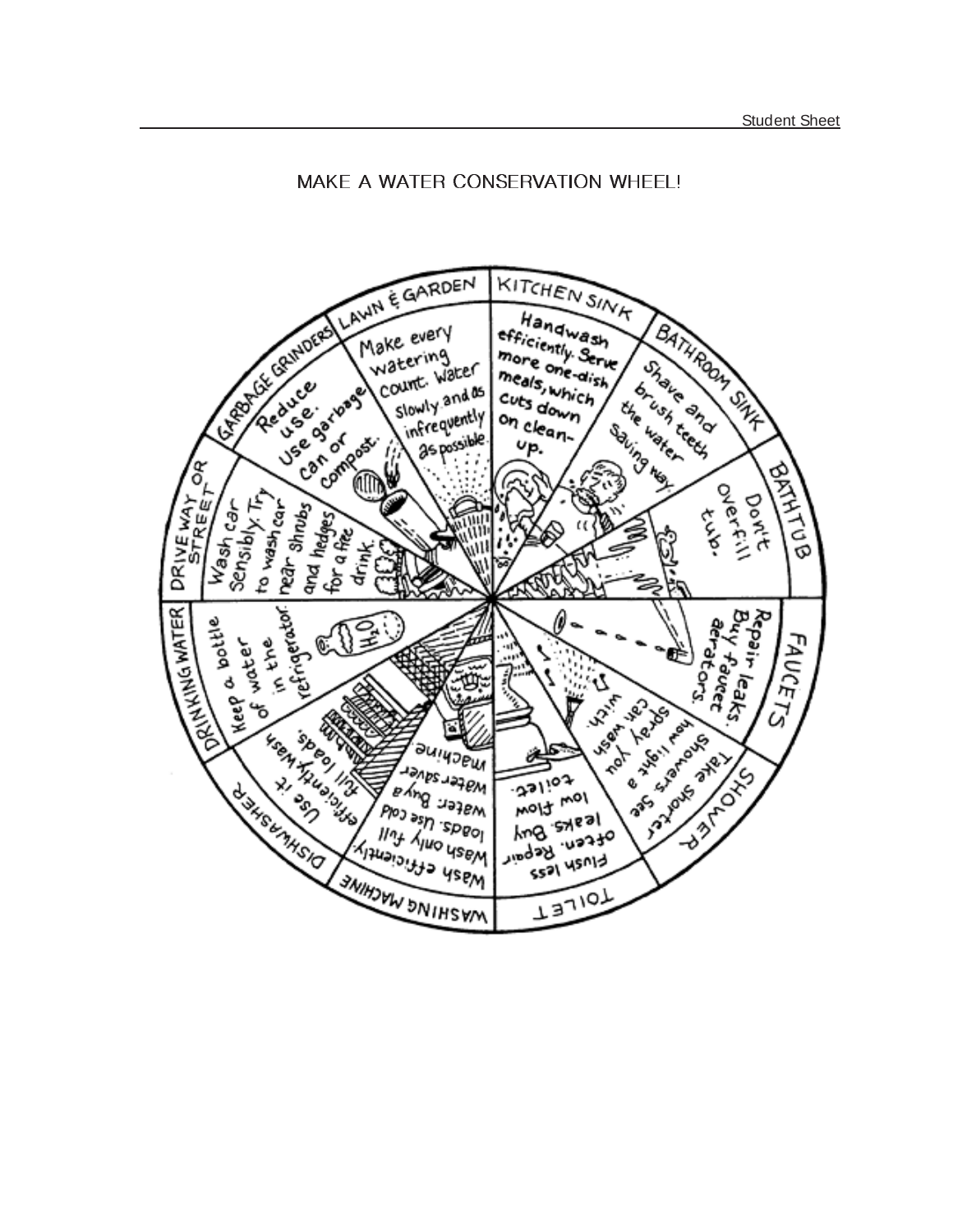# MAKE A WATER CONSERVATION WHEEL!

**LAWN & GARDEN**
Make every watering count. Water slowly and as infrequently as possible.

**KITCHEN SINK**
Handwash efficiently. Serve more one-dish meals, which cuts down on clean-up.

**BATHROOM SINK**
Shave and brush teeth the water saving way.

**BATHTUB**
Don't overfill tub.

**FAUCETS**
Repair leaks. Buy faucet aerators.

**SHOWER**
Take shorter showers. See how light a spray you can wash with.

**TOILET**
Flush less often. Repair leaks. Buy low flow toilet.

**WASHING MACHINE**
Wash efficiently. Wash only full loads. Use cold water. Buy a water saver machine

**DISHWASHER**
Use it efficiently. Wash full loads.

**DRINKING WATER**
Keep a bottle of water in the refrigerator.

**DRIVEWAY OR STREET**
Wash car sensibly. Try to wash car near shrubs and hedges for a free drink.

**GARBAGE GRINDERS**
Reduce use. Use garbage can or compost.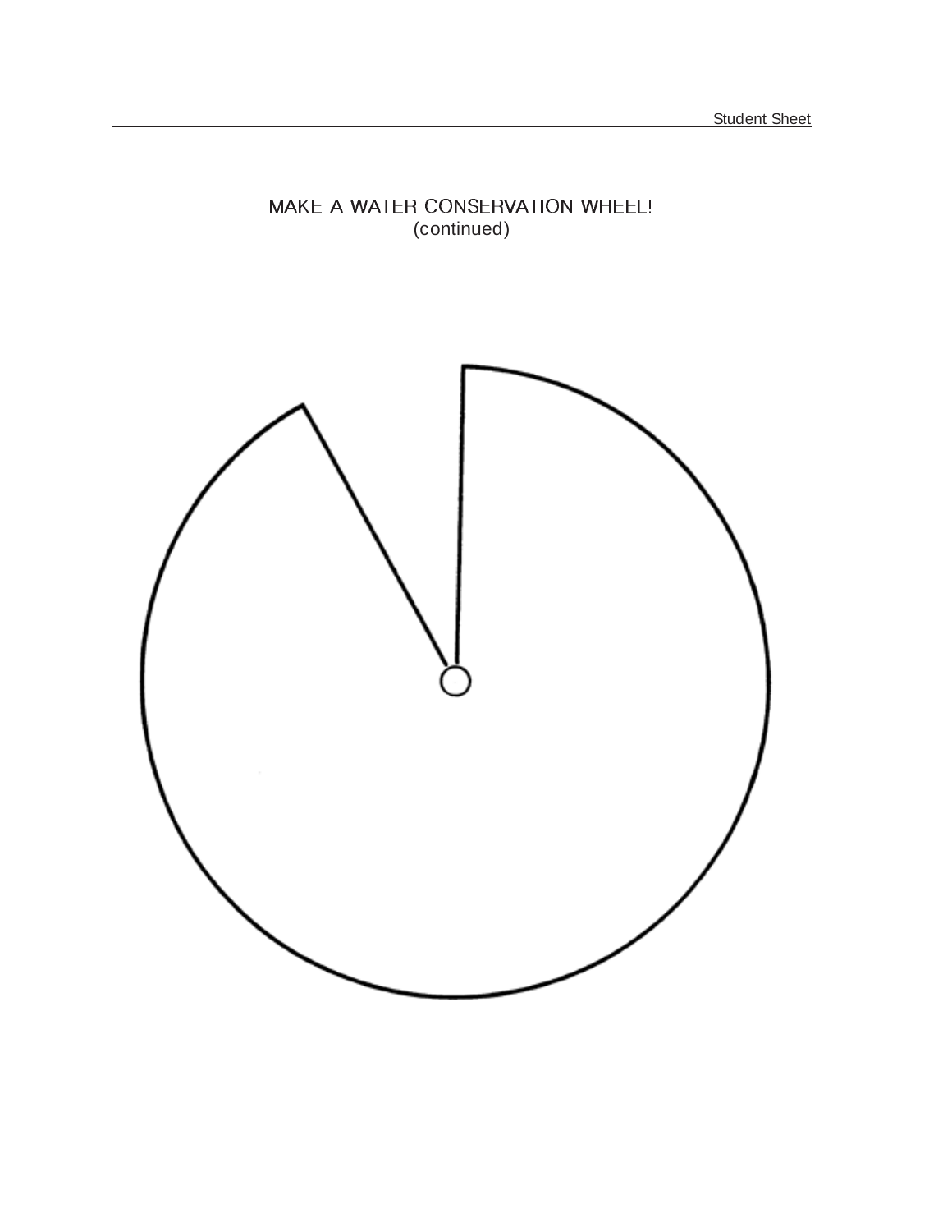# MAKE A WATER CONSERVATION WHEEL!

(continued)